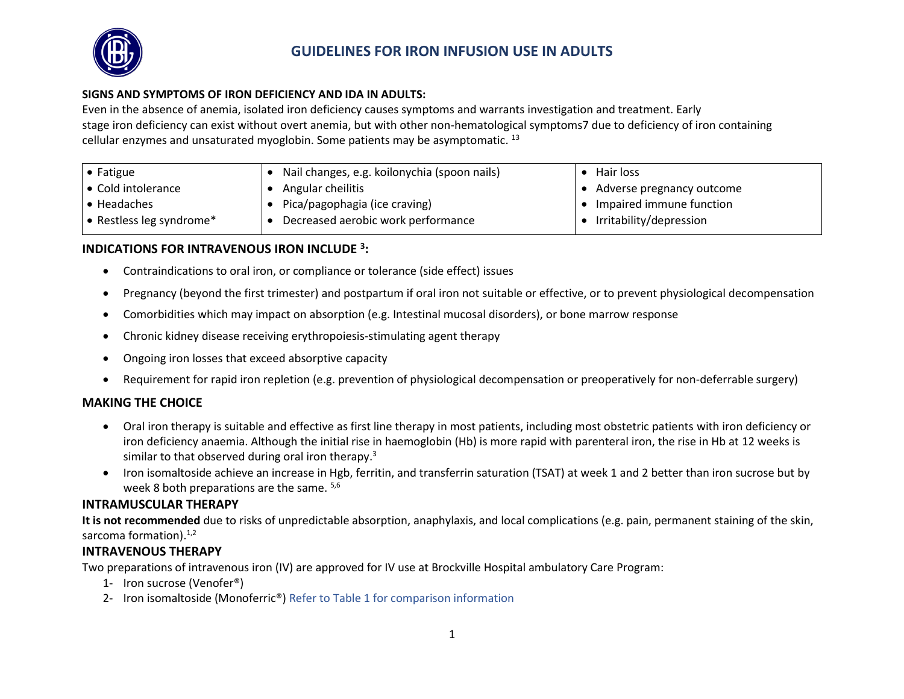# GUIDELINES FOR IRON INFUSION USE IN ADULTS

**SIGNS AND SYMPTOMS OF IRON DEFICIENCY AND IDA IN ADULTS:**

Even in the absence of anemia, isolated iron deficiency causes symptoms and warrants investigation and treatment. Early stage iron deficiency can exist without overt anemia, but with other non-hematological symptoms7 due to deficiency of iron containing cellular enzymes and unsaturated myoglobin. Some patients may be asymptomatic. [13]

| | | |
|---|---|---|
| • Fatigue | • Nail changes, e.g. koilonychia (spoon nails) | • Hair loss |
| • Cold intolerance | • Angular cheilitis | • Adverse pregnancy outcome |
| • Headaches | • Pica/pagophagia (ice craving) | • Impaired immune function |
| • Restless leg syndrome* | • Decreased aerobic work performance | • Irritability/depression |

## INDICATIONS FOR INTRAVENOUS IRON INCLUDE [3]:

- Contraindications to oral iron, or compliance or tolerance (side effect) issues
- Pregnancy (beyond the first trimester) and postpartum if oral iron not suitable or effective, or to prevent physiological decompensation
- Comorbidities which may impact on absorption (e.g. Intestinal mucosal disorders), or bone marrow response
- Chronic kidney disease receiving erythropoiesis-stimulating agent therapy
- Ongoing iron losses that exceed absorptive capacity
- Requirement for rapid iron repletion (e.g. prevention of physiological decompensation or preoperatively for non-deferrable surgery)

## MAKING THE CHOICE

- Oral iron therapy is suitable and effective as first line therapy in most patients, including most obstetric patients with iron deficiency or iron deficiency anaemia. Although the initial rise in haemoglobin (Hb) is more rapid with parenteral iron, the rise in Hb at 12 weeks is similar to that observed during oral iron therapy.[3]
- Iron isomaltoside achieve an increase in Hgb, ferritin, and transferrin saturation (TSAT) at week 1 and 2 better than iron sucrose but by week 8 both preparations are the same. [5,6]

## INTRAMUSCULAR THERAPY

**It is not recommended** due to risks of unpredictable absorption, anaphylaxis, and local complications (e.g. pain, permanent staining of the skin, sarcoma formation).[1,2]

## INTRAVENOUS THERAPY

Two preparations of intravenous iron (IV) are approved for IV use at Brockville Hospital ambulatory Care Program:

1- Iron sucrose (Venofer®)
2- Iron isomaltoside (Monoferric®) Refer to Table 1 for comparison information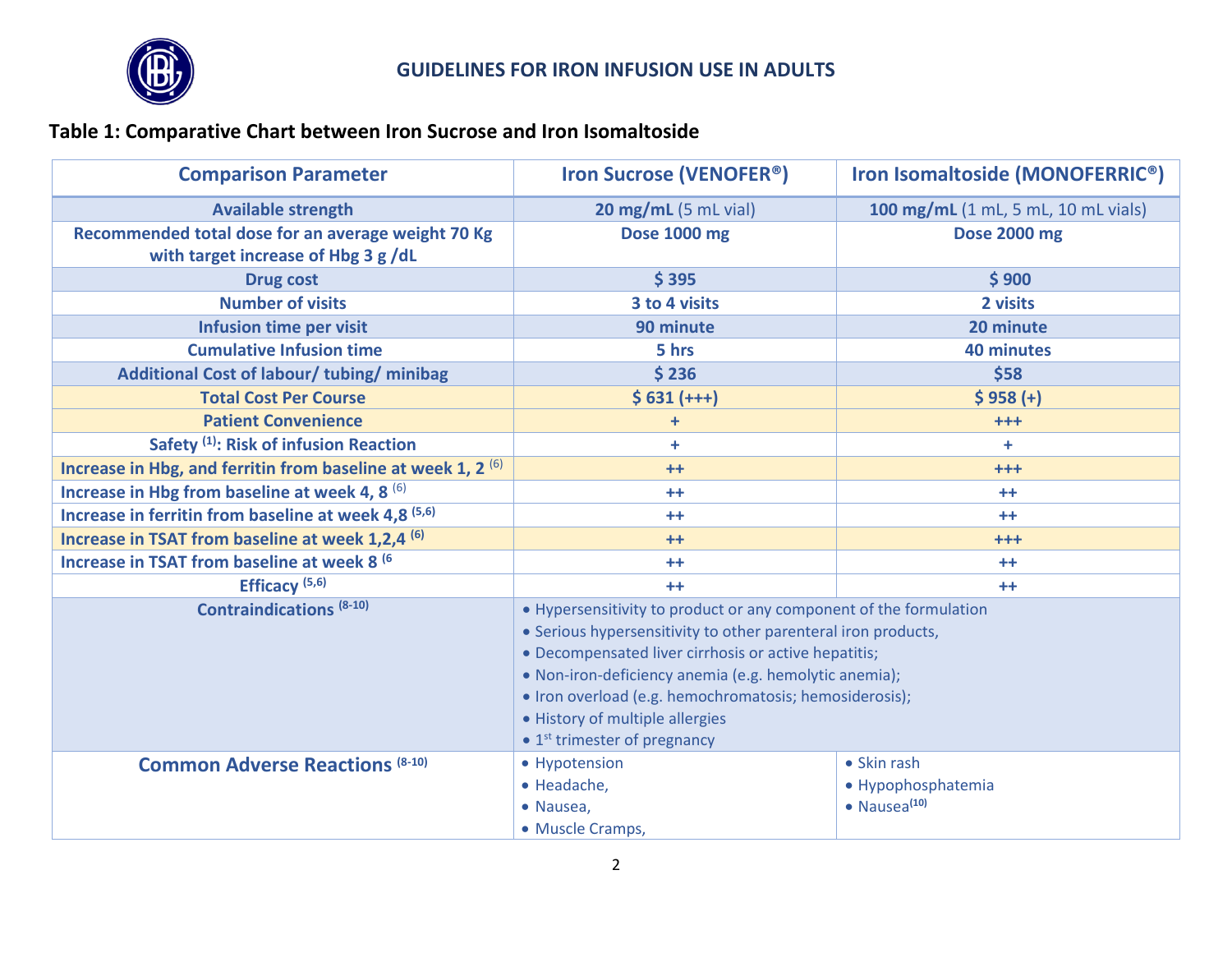## Table 1: Comparative Chart between Iron Sucrose and Iron Isomaltoside

| Comparison Parameter | Iron Sucrose (VENOFER®) | Iron Isomaltoside (MONOFERRIC®) |
|---|---|---|
| **Available strength** | **20 mg/mL** (5 mL vial) | **100 mg/mL** (1 mL, 5 mL, 10 mL vials) |
| **Recommended total dose for an average weight 70 Kg with target increase of Hbg 3 g /dL** | **Dose 1000 mg** | **Dose 2000 mg** |
| **Drug cost** | **$ 395** | **$ 900** |
| **Number of visits** | **3 to 4 visits** | **2 visits** |
| **Infusion time per visit** | **90 minute** | **20 minute** |
| **Cumulative Infusion time** | **5 hrs** | **40 minutes** |
| **Additional Cost of labour/ tubing/ minibag** | **$ 236** | **$58** |
| **Total Cost Per Course** | **$ 631 (+++)** | **$ 958 (+)** |
| **Patient Convenience** | **+** | **+++** |
| **Safety [1]: Risk of infusion Reaction** | **+** | **+** |
| **Increase in Hbg, and ferritin from baseline at week 1, 2 [6]** | **++** | **+++** |
| **Increase in Hbg from baseline at week 4, 8 [6]** | **++** | **++** |
| **Increase in ferritin from baseline at week 4,8 [5,6]** | **++** | **++** |
| **Increase in TSAT from baseline at week 1,2,4 [6]** | **++** | **+++** |
| **Increase in TSAT from baseline at week 8 [6** | **++** | **++** |
| **Efficacy [5,6]** | **++** | **++** |
| **Contraindications [8-10]** | • Hypersensitivity to product or any component of the formulation<br>• Serious hypersensitivity to other parenteral iron products,<br>• Decompensated liver cirrhosis or active hepatitis;<br>• Non-iron-deficiency anemia (e.g. hemolytic anemia);<br>• Iron overload (e.g. hemochromatosis; hemosiderosis);<br>• History of multiple allergies<br>• 1st trimester of pregnancy | |
| **Common Adverse Reactions [8-10]** | • Hypotension<br>• Headache,<br>• Nausea,<br>• Muscle Cramps, | • Skin rash<br>• Hypophosphatemia<br>• Nausea[10] |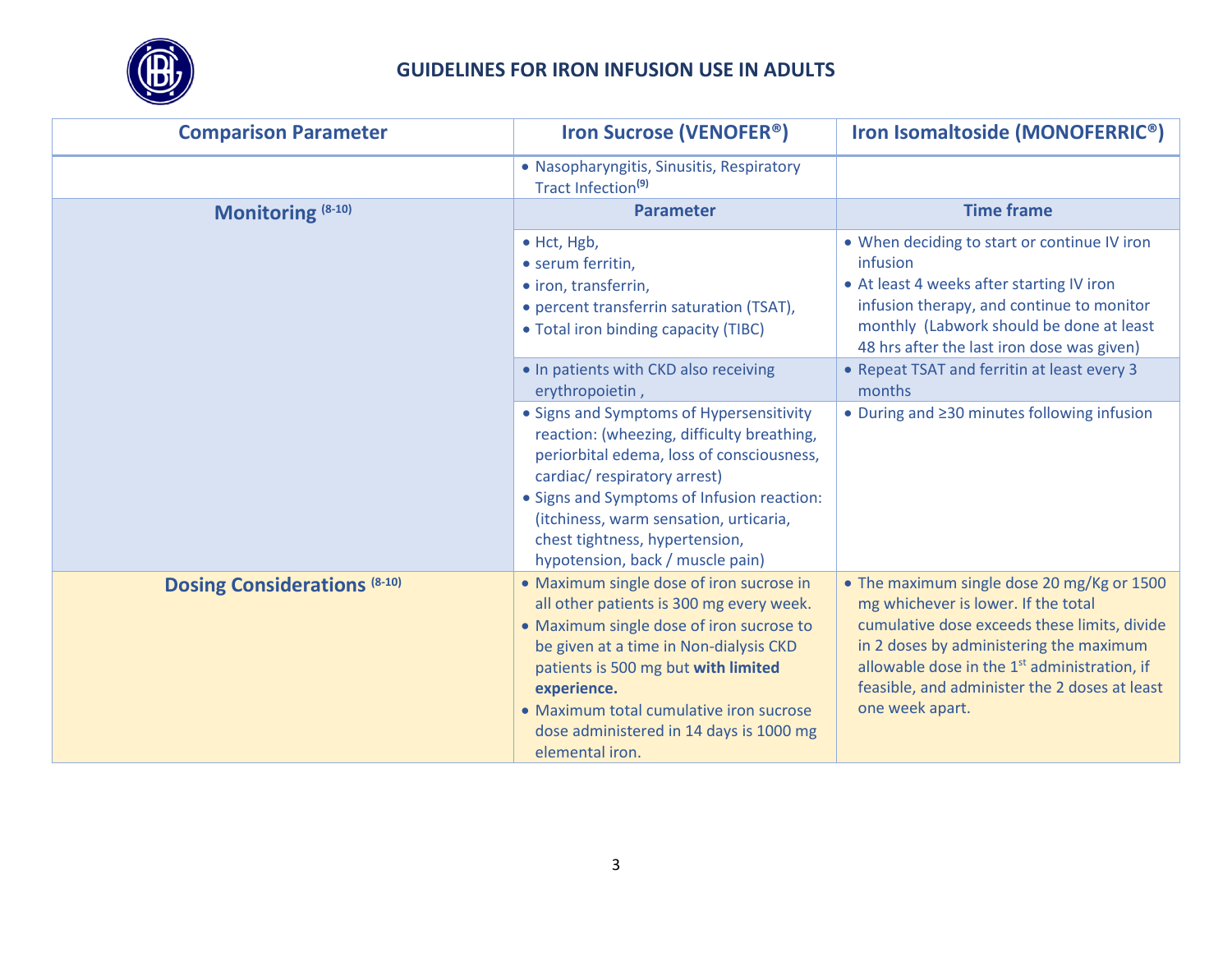# GUIDELINES FOR IRON INFUSION USE IN ADULTS

| Comparison Parameter | Iron Sucrose (VENOFER®) | Iron Isomaltoside (MONOFERRIC®) |
|---|---|---|
| | • Nasopharyngitis, Sinusitis, Respiratory Tract Infection[9] | |
| **Monitoring** [8-10] | **Parameter** | **Time frame** |
| | • Hct, Hgb,<br>• serum ferritin,<br>• iron, transferrin,<br>• percent transferrin saturation (TSAT),<br>• Total iron binding capacity (TIBC) | • When deciding to start or continue IV iron infusion<br>• At least 4 weeks after starting IV iron infusion therapy, and continue to monitor monthly (Labwork should be done at least 48 hrs after the last iron dose was given) |
| | • In patients with CKD also receiving erythropoietin , | • Repeat TSAT and ferritin at least every 3 months |
| | • Signs and Symptoms of Hypersensitivity reaction: (wheezing, difficulty breathing, periorbital edema, loss of consciousness, cardiac/ respiratory arrest)<br>• Signs and Symptoms of Infusion reaction: (itchiness, warm sensation, urticaria, chest tightness, hypertension, hypotension, back / muscle pain) | • During and ≥30 minutes following infusion |
| **Dosing Considerations** [8-10] | • Maximum single dose of iron sucrose in all other patients is 300 mg every week.<br>• Maximum single dose of iron sucrose to be given at a time in Non-dialysis CKD patients is 500 mg but **with limited experience.**<br>• Maximum total cumulative iron sucrose dose administered in 14 days is 1000 mg elemental iron. | • The maximum single dose 20 mg/Kg or 1500 mg whichever is lower. If the total cumulative dose exceeds these limits, divide in 2 doses by administering the maximum allowable dose in the 1st administration, if feasible, and administer the 2 doses at least one week apart. |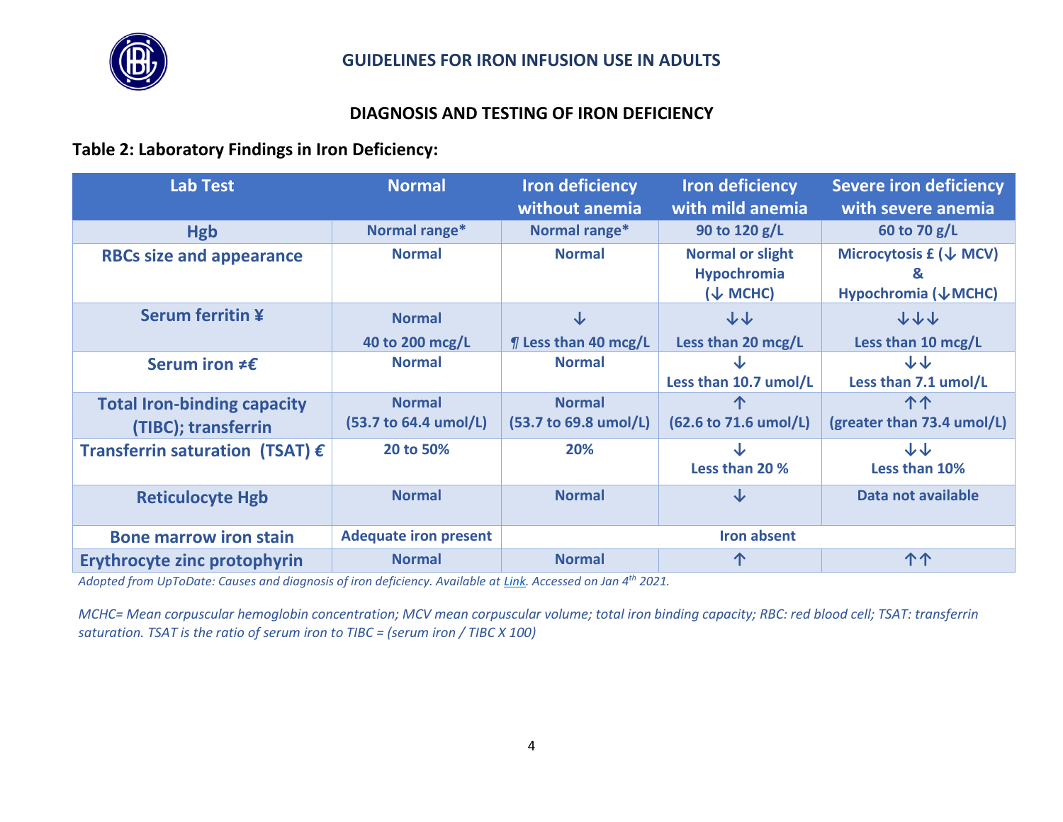## DIAGNOSIS AND TESTING OF IRON DEFICIENCY

### Table 2: Laboratory Findings in Iron Deficiency:

| Lab Test | Normal | Iron deficiency without anemia | Iron deficiency with mild anemia | Severe iron deficiency with severe anemia |
|---|---|---|---|---|
| Hgb | Normal range* | Normal range* | 90 to 120 g/L | 60 to 70 g/L |
| RBCs size and appearance | Normal | Normal | Normal or slight Hypochromia (↓ MCHC) | Microcytosis £ (↓ MCV) & Hypochromia (↓MCHC) |
| Serum ferritin ¥ | Normal 40 to 200 mcg/L | ↓ ¶ Less than 40 mcg/L | ↓↓ Less than 20 mcg/L | ↓↓↓ Less than 10 mcg/L |
| Serum iron ≠€ | Normal | Normal | ↓ Less than 10.7 umol/L | ↓↓ Less than 7.1 umol/L |
| Total Iron-binding capacity (TIBC); transferrin | Normal (53.7 to 64.4 umol/L) | Normal (53.7 to 69.8 umol/L) | ↑ (62.6 to 71.6 umol/L) | ↑↑ (greater than 73.4 umol/L) |
| Transferrin saturation (TSAT) € | 20 to 50% | 20% | ↓ Less than 20 % | ↓↓ Less than 10% |
| Reticulocyte Hgb | Normal | Normal | ↓ | Data not available |
| Bone marrow iron stain | Adequate iron present | Iron absent | | |
| Erythrocyte zinc protophyrin | Normal | Normal | ↑ | ↑↑ |

*Adopted from UpToDate: Causes and diagnosis of iron deficiency. Available at Link. Accessed on Jan 4th 2021.*

*MCHC= Mean corpuscular hemoglobin concentration; MCV mean corpuscular volume; total iron binding capacity; RBC: red blood cell; TSAT: transferrin saturation. TSAT is the ratio of serum iron to TIBC = (serum iron / TIBC X 100)*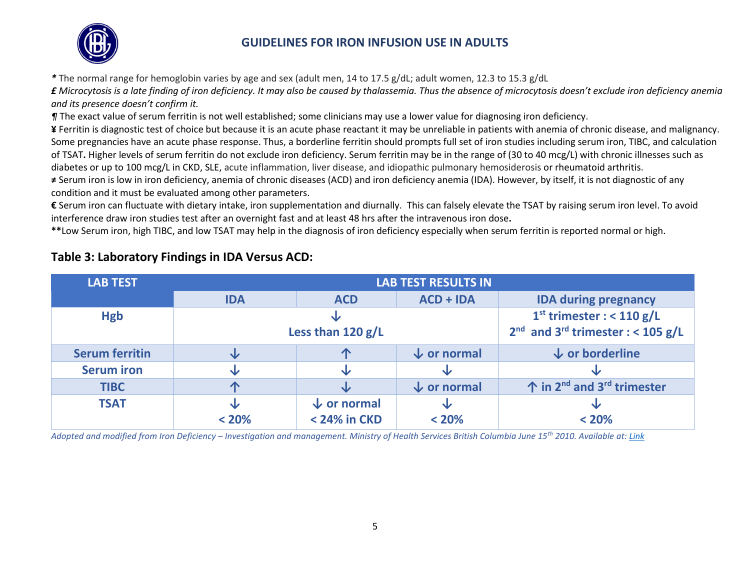***** The normal range for hemoglobin varies by age and sex (adult men, 14 to 17.5 g/dL; adult women, 12.3 to 15.3 g/dL

***£** Microcytosis is a late finding of iron deficiency. It may also be caused by thalassemia. Thus the absence of microcytosis doesn't exclude iron deficiency anemia and its presence doesn't confirm it.*

*¶* The exact value of serum ferritin is not well established; some clinicians may use a lower value for diagnosing iron deficiency.

**¥** Ferritin is diagnostic test of choice but because it is an acute phase reactant it may be unreliable in patients with anemia of chronic disease, and malignancy. Some pregnancies have an acute phase response. Thus, a borderline ferritin should prompts full set of iron studies including serum iron, TIBC, and calculation of TSAT**.** Higher levels of serum ferritin do not exclude iron deficiency. Serum ferritin may be in the range of (30 to 40 mcg/L) with chronic illnesses such as diabetes or up to 100 mcg/L in CKD, SLE, acute inflammation, liver disease, and idiopathic pulmonary hemosiderosis or rheumatoid arthritis.

**≠** Serum iron is low in iron deficiency, anemia of chronic diseases (ACD) and iron deficiency anemia (IDA). However, by itself, it is not diagnostic of any condition and it must be evaluated among other parameters.

**€** Serum iron can fluctuate with dietary intake, iron supplementation and diurnally. This can falsely elevate the TSAT by raising serum iron level. To avoid interference draw iron studies test after an overnight fast and at least 48 hrs after the intravenous iron dose**.**

******Low Serum iron, high TIBC, and low TSAT may help in the diagnosis of iron deficiency especially when serum ferritin is reported normal or high.

## Table 3: Laboratory Findings in IDA Versus ACD:

| LAB TEST | LAB TEST RESULTS IN | | | |
|---|---|---|---|---|
| | IDA | ACD | ACD + IDA | IDA during pregnancy |
| Hgb | ↓ Less than 120 g/L | | | 1st trimester : < 110 g/L<br>2nd and 3rd trimester : < 105 g/L |
| Serum ferritin | ↓ | ↑ | ↓ or normal | ↓ or borderline |
| Serum iron | ↓ | ↓ | ↓ | ↓ |
| TIBC | ↑ | ↓ | ↓ or normal | ↑ in 2nd and 3rd trimester |
| TSAT | ↓ < 20% | ↓ or normal < 24% in CKD | ↓ < 20% | ↓ < 20% |

*Adopted and modified from Iron Deficiency – Investigation and management. Ministry of Health Services British Columbia June 15th 2010. Available at: Link*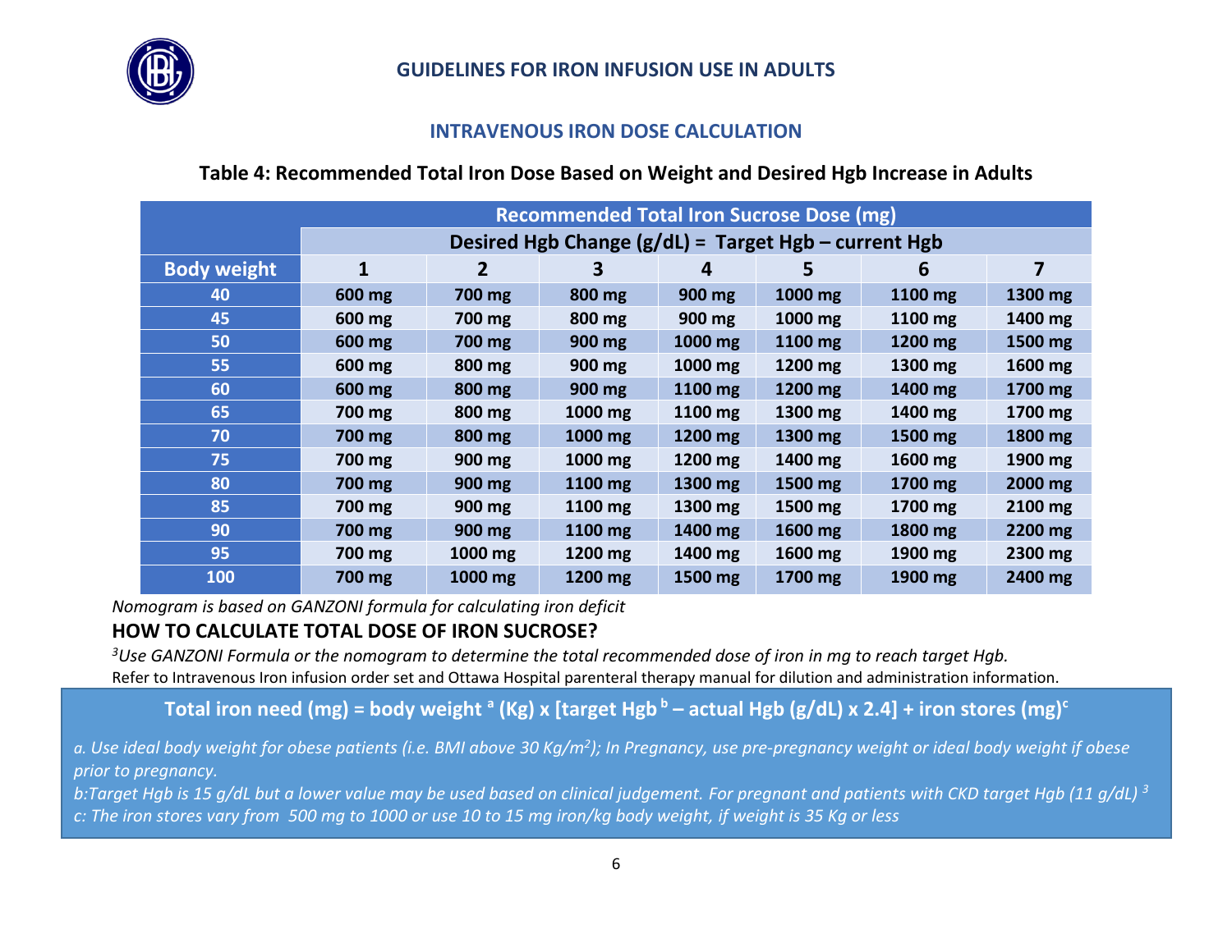# GUIDELINES FOR IRON INFUSION USE IN ADULTS

## INTRAVENOUS IRON DOSE CALCULATION

### Table 4: Recommended Total Iron Dose Based on Weight and Desired Hgb Increase in Adults

| | Recommended Total Iron Sucrose Dose (mg) | | | | | | |
|---|---|---|---|---|---|---|---|
| | Desired Hgb Change (g/dL) = Target Hgb – current Hgb | | | | | | |
| **Body weight** | **1** | **2** | **3** | **4** | **5** | **6** | **7** |
| **40** | 600 mg | 700 mg | 800 mg | 900 mg | 1000 mg | 1100 mg | 1300 mg |
| **45** | 600 mg | 700 mg | 800 mg | 900 mg | 1000 mg | 1100 mg | 1400 mg |
| **50** | 600 mg | 700 mg | 900 mg | 1000 mg | 1100 mg | 1200 mg | 1500 mg |
| **55** | 600 mg | 800 mg | 900 mg | 1000 mg | 1200 mg | 1300 mg | 1600 mg |
| **60** | 600 mg | 800 mg | 900 mg | 1100 mg | 1200 mg | 1400 mg | 1700 mg |
| **65** | 700 mg | 800 mg | 1000 mg | 1100 mg | 1300 mg | 1400 mg | 1700 mg |
| **70** | 700 mg | 800 mg | 1000 mg | 1200 mg | 1300 mg | 1500 mg | 1800 mg |
| **75** | 700 mg | 900 mg | 1000 mg | 1200 mg | 1400 mg | 1600 mg | 1900 mg |
| **80** | 700 mg | 900 mg | 1100 mg | 1300 mg | 1500 mg | 1700 mg | 2000 mg |
| **85** | 700 mg | 900 mg | 1100 mg | 1300 mg | 1500 mg | 1700 mg | 2100 mg |
| **90** | 700 mg | 900 mg | 1100 mg | 1400 mg | 1600 mg | 1800 mg | 2200 mg |
| **95** | 700 mg | 1000 mg | 1200 mg | 1400 mg | 1600 mg | 1900 mg | 2300 mg |
| **100** | 700 mg | 1000 mg | 1200 mg | 1500 mg | 1700 mg | 1900 mg | 2400 mg |

*Nomogram is based on GANZONI formula for calculating iron deficit*

### HOW TO CALCULATE TOTAL DOSE OF IRON SUCROSE?

*[3]Use GANZONI Formula or the nomogram to determine the total recommended dose of iron in mg to reach target Hgb.*

Refer to Intravenous Iron infusion order set and Ottawa Hospital parenteral therapy manual for dilution and administration information.

**Total iron need (mg) = body weight [a] (Kg) x [target Hgb [b] – actual Hgb (g/dL) x 2.4] + iron stores (mg)[c]**

*a. Use ideal body weight for obese patients (i.e. BMI above 30 Kg/m$^2$); In Pregnancy, use pre-pregnancy weight or ideal body weight if obese prior to pregnancy.*

*b:Target Hgb is 15 g/dL but a lower value may be used based on clinical judgement. For pregnant and patients with CKD target Hgb (11 g/dL) [3]*

*c: The iron stores vary from 500 mg to 1000 or use 10 to 15 mg iron/kg body weight, if weight is 35 Kg or less*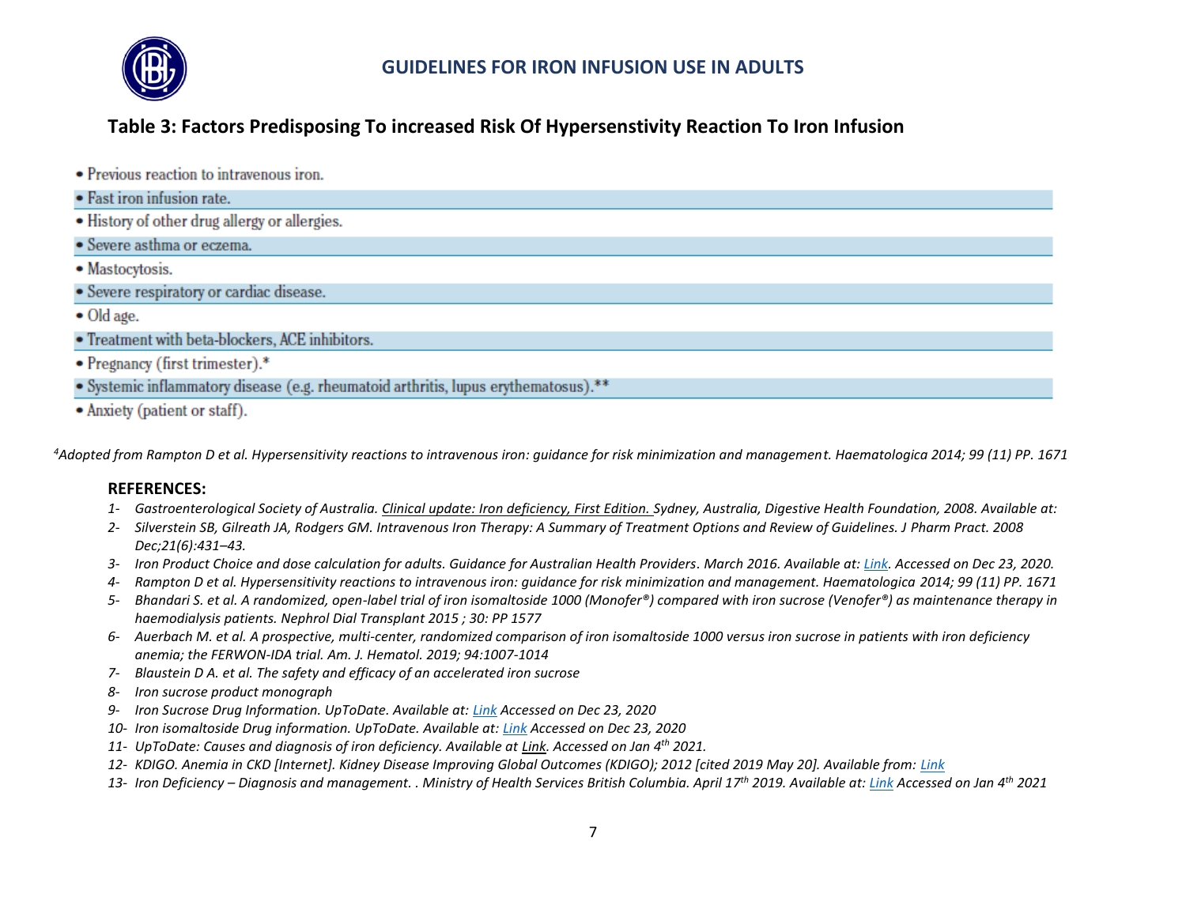## Table 3: Factors Predisposing To increased Risk Of Hypersenstivity Reaction To Iron Infusion

| |
|---|
| • Previous reaction to intravenous iron. |
| • Fast iron infusion rate. |
| • History of other drug allergy or allergies. |
| • Severe asthma or eczema. |
| • Mastocytosis. |
| • Severe respiratory or cardiac disease. |
| • Old age. |
| • Treatment with beta-blockers, ACE inhibitors. |
| • Pregnancy (first trimester).* |
| • Systemic inflammatory disease (e.g. rheumatoid arthritis, lupus erythematosus).** |
| • Anxiety (patient or staff). |

*[4]Adopted from Rampton D et al. Hypersensitivity reactions to intravenous iron: guidance for risk minimization and management. Haematologica 2014; 99 (11) PP. 1671*

**REFERENCES:**

1. *Gastroenterological Society of Australia. Clinical update: Iron deficiency, First Edition. Sydney, Australia, Digestive Health Foundation, 2008. Available at:*
2. *Silverstein SB, Gilreath JA, Rodgers GM. Intravenous Iron Therapy: A Summary of Treatment Options and Review of Guidelines. J Pharm Pract. 2008 Dec;21(6):431–43.*
3. *Iron Product Choice and dose calculation for adults. Guidance for Australian Health Providers. March 2016. Available at: Link. Accessed on Dec 23, 2020.*
4. *Rampton D et al. Hypersensitivity reactions to intravenous iron: guidance for risk minimization and management. Haematologica 2014; 99 (11) PP. 1671*
5. *Bhandari S. et al. A randomized, open-label trial of iron isomaltoside 1000 (Monofer®) compared with iron sucrose (Venofer®) as maintenance therapy in haemodialysis patients. Nephrol Dial Transplant 2015 ; 30: PP 1577*
6. *Auerbach M. et al. A prospective, multi-center, randomized comparison of iron isomaltoside 1000 versus iron sucrose in patients with iron deficiency anemia; the FERWON-IDA trial. Am. J. Hematol. 2019; 94:1007-1014*
7. *Blaustein D A. et al. The safety and efficacy of an accelerated iron sucrose*
8. *Iron sucrose product monograph*
9. *Iron Sucrose Drug Information. UpToDate. Available at: Link Accessed on Dec 23, 2020*
10. *Iron isomaltoside Drug information. UpToDate. Available at: Link Accessed on Dec 23, 2020*
11. *UpToDate: Causes and diagnosis of iron deficiency. Available at Link. Accessed on Jan 4th 2021.*
12. *KDIGO. Anemia in CKD [Internet]. Kidney Disease Improving Global Outcomes (KDIGO); 2012 [cited 2019 May 20]. Available from: Link*
13. *Iron Deficiency – Diagnosis and management. . Ministry of Health Services British Columbia. April 17th 2019. Available at: Link Accessed on Jan 4th 2021*